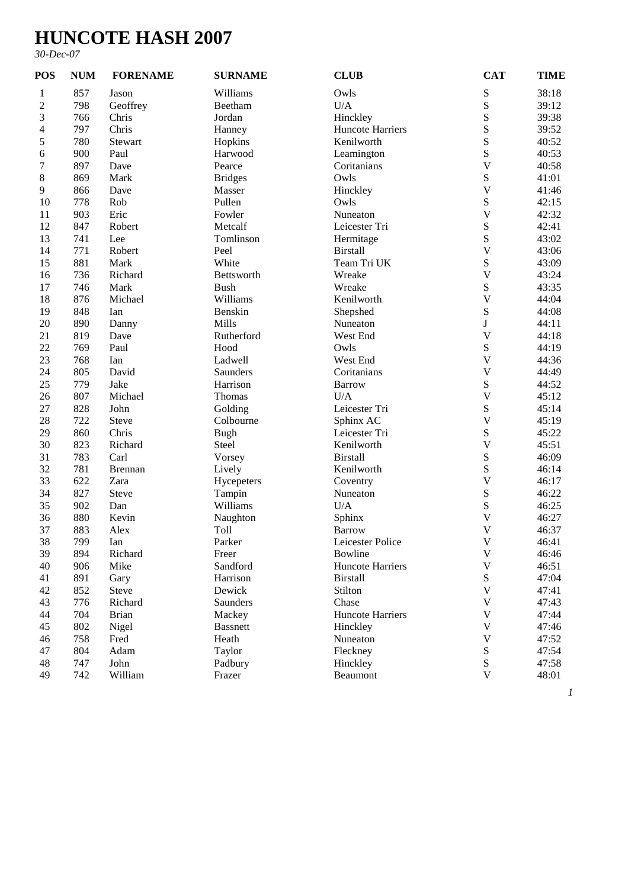# HUNCOTE HASH 2007

*30-Dec-07*

| POS | NUM | FORENAME | SURNAME | CLUB | CAT | TIME |
|---|---|---|---|---|---|---|
| 1 | 857 | Jason | Williams | Owls | S | 38:18 |
| 2 | 798 | Geoffrey | Beetham | U/A | S | 39:12 |
| 3 | 766 | Chris | Jordan | Hinckley | S | 39:38 |
| 4 | 797 | Chris | Hanney | Huncote Harriers | S | 39:52 |
| 5 | 780 | Stewart | Hopkins | Kenilworth | S | 40:52 |
| 6 | 900 | Paul | Harwood | Leamington | S | 40:53 |
| 7 | 897 | Dave | Pearce | Coritanians | V | 40:58 |
| 8 | 869 | Mark | Bridges | Owls | S | 41:01 |
| 9 | 866 | Dave | Masser | Hinckley | V | 41:46 |
| 10 | 778 | Rob | Pullen | Owls | S | 42:15 |
| 11 | 903 | Eric | Fowler | Nuneaton | V | 42:32 |
| 12 | 847 | Robert | Metcalf | Leicester Tri | S | 42:41 |
| 13 | 741 | Lee | Tomlinson | Hermitage | S | 43:02 |
| 14 | 771 | Robert | Peel | Birstall | V | 43:06 |
| 15 | 881 | Mark | White | Team Tri UK | S | 43:09 |
| 16 | 736 | Richard | Bettsworth | Wreake | V | 43:24 |
| 17 | 746 | Mark | Bush | Wreake | S | 43:35 |
| 18 | 876 | Michael | Williams | Kenilworth | V | 44:04 |
| 19 | 848 | Ian | Benskin | Shepshed | S | 44:08 |
| 20 | 890 | Danny | Mills | Nuneaton | J | 44:11 |
| 21 | 819 | Dave | Rutherford | West End | V | 44:18 |
| 22 | 769 | Paul | Hood | Owls | S | 44:19 |
| 23 | 768 | Ian | Ladwell | West End | V | 44:36 |
| 24 | 805 | David | Saunders | Coritanians | V | 44:49 |
| 25 | 779 | Jake | Harrison | Barrow | S | 44:52 |
| 26 | 807 | Michael | Thomas | U/A | V | 45:12 |
| 27 | 828 | John | Golding | Leicester Tri | S | 45:14 |
| 28 | 722 | Steve | Colbourne | Sphinx AC | V | 45:19 |
| 29 | 860 | Chris | Bugh | Leicester Tri | S | 45:22 |
| 30 | 823 | Richard | Steel | Kenilworth | V | 45:51 |
| 31 | 783 | Carl | Vorsey | Birstall | S | 46:09 |
| 32 | 781 | Brennan | Lively | Kenilworth | S | 46:14 |
| 33 | 622 | Zara | Hycepeters | Coventry | V | 46:17 |
| 34 | 827 | Steve | Tampin | Nuneaton | S | 46:22 |
| 35 | 902 | Dan | Williams | U/A | S | 46:25 |
| 36 | 880 | Kevin | Naughton | Sphinx | V | 46:27 |
| 37 | 883 | Alex | Toll | Barrow | V | 46:37 |
| 38 | 799 | Ian | Parker | Leicester Police | V | 46:41 |
| 39 | 894 | Richard | Freer | Bowline | V | 46:46 |
| 40 | 906 | Mike | Sandford | Huncote Harriers | V | 46:51 |
| 41 | 891 | Gary | Harrison | Birstall | S | 47:04 |
| 42 | 852 | Steve | Dewick | Stilton | V | 47:41 |
| 43 | 776 | Richard | Saunders | Chase | V | 47:43 |
| 44 | 704 | Brian | Mackey | Huncote Harriers | V | 47:44 |
| 45 | 802 | Nigel | Bassnett | Hinckley | V | 47:46 |
| 46 | 758 | Fred | Heath | Nuneaton | V | 47:52 |
| 47 | 804 | Adam | Taylor | Fleckney | S | 47:54 |
| 48 | 747 | John | Padbury | Hinckley | S | 47:58 |
| 49 | 742 | William | Frazer | Beaumont | V | 48:01 |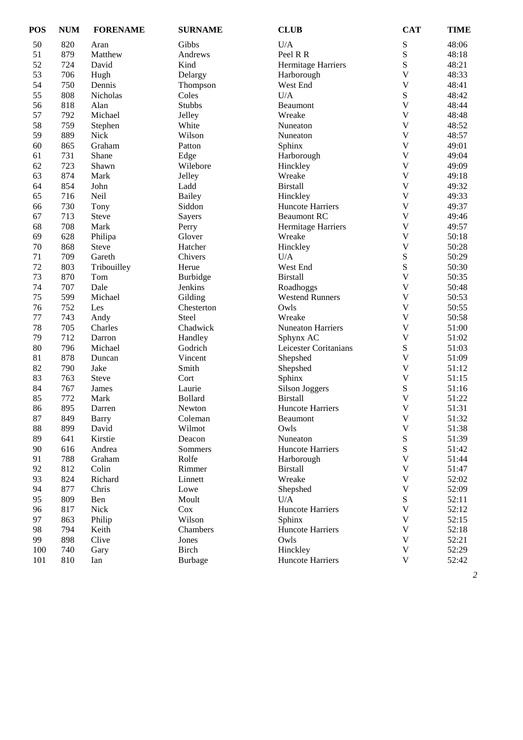| POS | NUM | FORENAME | SURNAME | CLUB | CAT | TIME |
|---|---|---|---|---|---|---|
| 50 | 820 | Aran | Gibbs | U/A | S | 48:06 |
| 51 | 879 | Matthew | Andrews | Peel R R | S | 48:18 |
| 52 | 724 | David | Kind | Hermitage Harriers | S | 48:21 |
| 53 | 706 | Hugh | Delargy | Harborough | V | 48:33 |
| 54 | 750 | Dennis | Thompson | West End | V | 48:41 |
| 55 | 808 | Nicholas | Coles | U/A | S | 48:42 |
| 56 | 818 | Alan | Stubbs | Beaumont | V | 48:44 |
| 57 | 792 | Michael | Jelley | Wreake | V | 48:48 |
| 58 | 759 | Stephen | White | Nuneaton | V | 48:52 |
| 59 | 889 | Nick | Wilson | Nuneaton | V | 48:57 |
| 60 | 865 | Graham | Patton | Sphinx | V | 49:01 |
| 61 | 731 | Shane | Edge | Harborough | V | 49:04 |
| 62 | 723 | Shawn | Wilebore | Hinckley | V | 49:09 |
| 63 | 874 | Mark | Jelley | Wreake | V | 49:18 |
| 64 | 854 | John | Ladd | Birstall | V | 49:32 |
| 65 | 716 | Neil | Bailey | Hinckley | V | 49:33 |
| 66 | 730 | Tony | Siddon | Huncote Harriers | V | 49:37 |
| 67 | 713 | Steve | Sayers | Beaumont RC | V | 49:46 |
| 68 | 708 | Mark | Perry | Hermitage Harriers | V | 49:57 |
| 69 | 628 | Philipa | Glover | Wreake | V | 50:18 |
| 70 | 868 | Steve | Hatcher | Hinckley | V | 50:28 |
| 71 | 709 | Gareth | Chivers | U/A | S | 50:29 |
| 72 | 803 | Tribouilley | Herue | West End | S | 50:30 |
| 73 | 870 | Tom | Burbidge | Birstall | V | 50:35 |
| 74 | 707 | Dale | Jenkins | Roadhoggs | V | 50:48 |
| 75 | 599 | Michael | Gilding | Westend Runners | V | 50:53 |
| 76 | 752 | Les | Chesterton | Owls | V | 50:55 |
| 77 | 743 | Andy | Steel | Wreake | V | 50:58 |
| 78 | 705 | Charles | Chadwick | Nuneaton Harriers | V | 51:00 |
| 79 | 712 | Darron | Handley | Sphynx AC | V | 51:02 |
| 80 | 796 | Michael | Godrich | Leicester Coritanians | S | 51:03 |
| 81 | 878 | Duncan | Vincent | Shepshed | V | 51:09 |
| 82 | 790 | Jake | Smith | Shepshed | V | 51:12 |
| 83 | 763 | Steve | Cort | Sphinx | V | 51:15 |
| 84 | 767 | James | Laurie | Silson Joggers | S | 51:16 |
| 85 | 772 | Mark | Bollard | Birstall | V | 51:22 |
| 86 | 895 | Darren | Newton | Huncote Harriers | V | 51:31 |
| 87 | 849 | Barry | Coleman | Beaumont | V | 51:32 |
| 88 | 899 | David | Wilmot | Owls | V | 51:38 |
| 89 | 641 | Kirstie | Deacon | Nuneaton | S | 51:39 |
| 90 | 616 | Andrea | Sommers | Huncote Harriers | S | 51:42 |
| 91 | 788 | Graham | Rolfe | Harborough | V | 51:44 |
| 92 | 812 | Colin | Rimmer | Birstall | V | 51:47 |
| 93 | 824 | Richard | Linnett | Wreake | V | 52:02 |
| 94 | 877 | Chris | Lowe | Shepshed | V | 52:09 |
| 95 | 809 | Ben | Moult | U/A | S | 52:11 |
| 96 | 817 | Nick | Cox | Huncote Harriers | V | 52:12 |
| 97 | 863 | Philip | Wilson | Sphinx | V | 52:15 |
| 98 | 794 | Keith | Chambers | Huncote Harriers | V | 52:18 |
| 99 | 898 | Clive | Jones | Owls | V | 52:21 |
| 100 | 740 | Gary | Birch | Hinckley | V | 52:29 |
| 101 | 810 | Ian | Burbage | Huncote Harriers | V | 52:42 |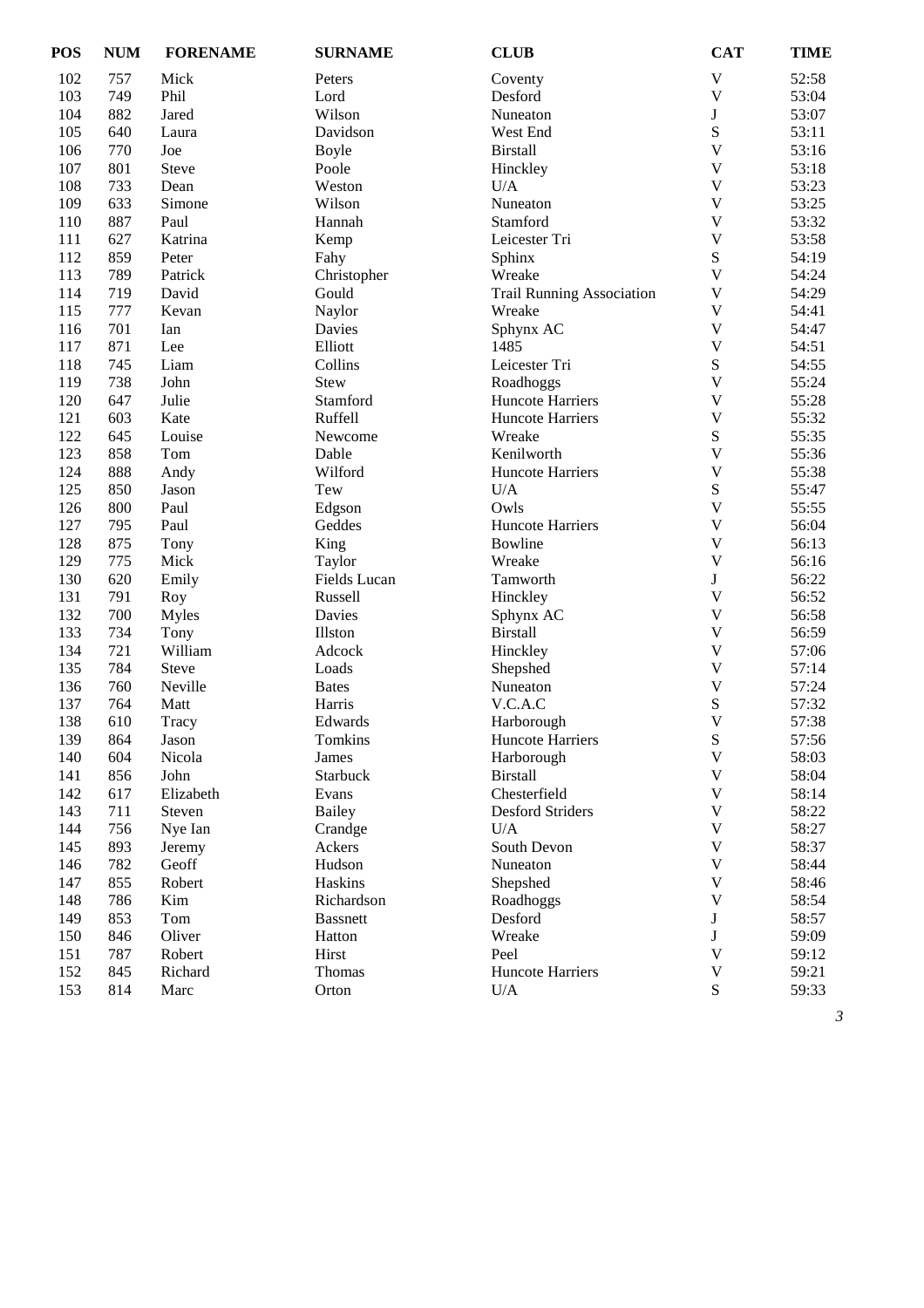| POS | NUM | FORENAME | SURNAME | CLUB | CAT | TIME |
|---|---|---|---|---|---|---|
| 102 | 757 | Mick | Peters | Coventy | V | 52:58 |
| 103 | 749 | Phil | Lord | Desford | V | 53:04 |
| 104 | 882 | Jared | Wilson | Nuneaton | J | 53:07 |
| 105 | 640 | Laura | Davidson | West End | S | 53:11 |
| 106 | 770 | Joe | Boyle | Birstall | V | 53:16 |
| 107 | 801 | Steve | Poole | Hinckley | V | 53:18 |
| 108 | 733 | Dean | Weston | U/A | V | 53:23 |
| 109 | 633 | Simone | Wilson | Nuneaton | V | 53:25 |
| 110 | 887 | Paul | Hannah | Stamford | V | 53:32 |
| 111 | 627 | Katrina | Kemp | Leicester Tri | V | 53:58 |
| 112 | 859 | Peter | Fahy | Sphinx | S | 54:19 |
| 113 | 789 | Patrick | Christopher | Wreake | V | 54:24 |
| 114 | 719 | David | Gould | Trail Running Association | V | 54:29 |
| 115 | 777 | Kevan | Naylor | Wreake | V | 54:41 |
| 116 | 701 | Ian | Davies | Sphynx AC | V | 54:47 |
| 117 | 871 | Lee | Elliott | 1485 | V | 54:51 |
| 118 | 745 | Liam | Collins | Leicester Tri | S | 54:55 |
| 119 | 738 | John | Stew | Roadhoggs | V | 55:24 |
| 120 | 647 | Julie | Stamford | Huncote Harriers | V | 55:28 |
| 121 | 603 | Kate | Ruffell | Huncote Harriers | V | 55:32 |
| 122 | 645 | Louise | Newcome | Wreake | S | 55:35 |
| 123 | 858 | Tom | Dable | Kenilworth | V | 55:36 |
| 124 | 888 | Andy | Wilford | Huncote Harriers | V | 55:38 |
| 125 | 850 | Jason | Tew | U/A | S | 55:47 |
| 126 | 800 | Paul | Edgson | Owls | V | 55:55 |
| 127 | 795 | Paul | Geddes | Huncote Harriers | V | 56:04 |
| 128 | 875 | Tony | King | Bowline | V | 56:13 |
| 129 | 775 | Mick | Taylor | Wreake | V | 56:16 |
| 130 | 620 | Emily | Fields Lucan | Tamworth | J | 56:22 |
| 131 | 791 | Roy | Russell | Hinckley | V | 56:52 |
| 132 | 700 | Myles | Davies | Sphynx AC | V | 56:58 |
| 133 | 734 | Tony | Illston | Birstall | V | 56:59 |
| 134 | 721 | William | Adcock | Hinckley | V | 57:06 |
| 135 | 784 | Steve | Loads | Shepshed | V | 57:14 |
| 136 | 760 | Neville | Bates | Nuneaton | V | 57:24 |
| 137 | 764 | Matt | Harris | V.C.A.C | S | 57:32 |
| 138 | 610 | Tracy | Edwards | Harborough | V | 57:38 |
| 139 | 864 | Jason | Tomkins | Huncote Harriers | S | 57:56 |
| 140 | 604 | Nicola | James | Harborough | V | 58:03 |
| 141 | 856 | John | Starbuck | Birstall | V | 58:04 |
| 142 | 617 | Elizabeth | Evans | Chesterfield | V | 58:14 |
| 143 | 711 | Steven | Bailey | Desford Striders | V | 58:22 |
| 144 | 756 | Nye Ian | Crandge | U/A | V | 58:27 |
| 145 | 893 | Jeremy | Ackers | South Devon | V | 58:37 |
| 146 | 782 | Geoff | Hudson | Nuneaton | V | 58:44 |
| 147 | 855 | Robert | Haskins | Shepshed | V | 58:46 |
| 148 | 786 | Kim | Richardson | Roadhoggs | V | 58:54 |
| 149 | 853 | Tom | Bassnett | Desford | J | 58:57 |
| 150 | 846 | Oliver | Hatton | Wreake | J | 59:09 |
| 151 | 787 | Robert | Hirst | Peel | V | 59:12 |
| 152 | 845 | Richard | Thomas | Huncote Harriers | V | 59:21 |
| 153 | 814 | Marc | Orton | U/A | S | 59:33 |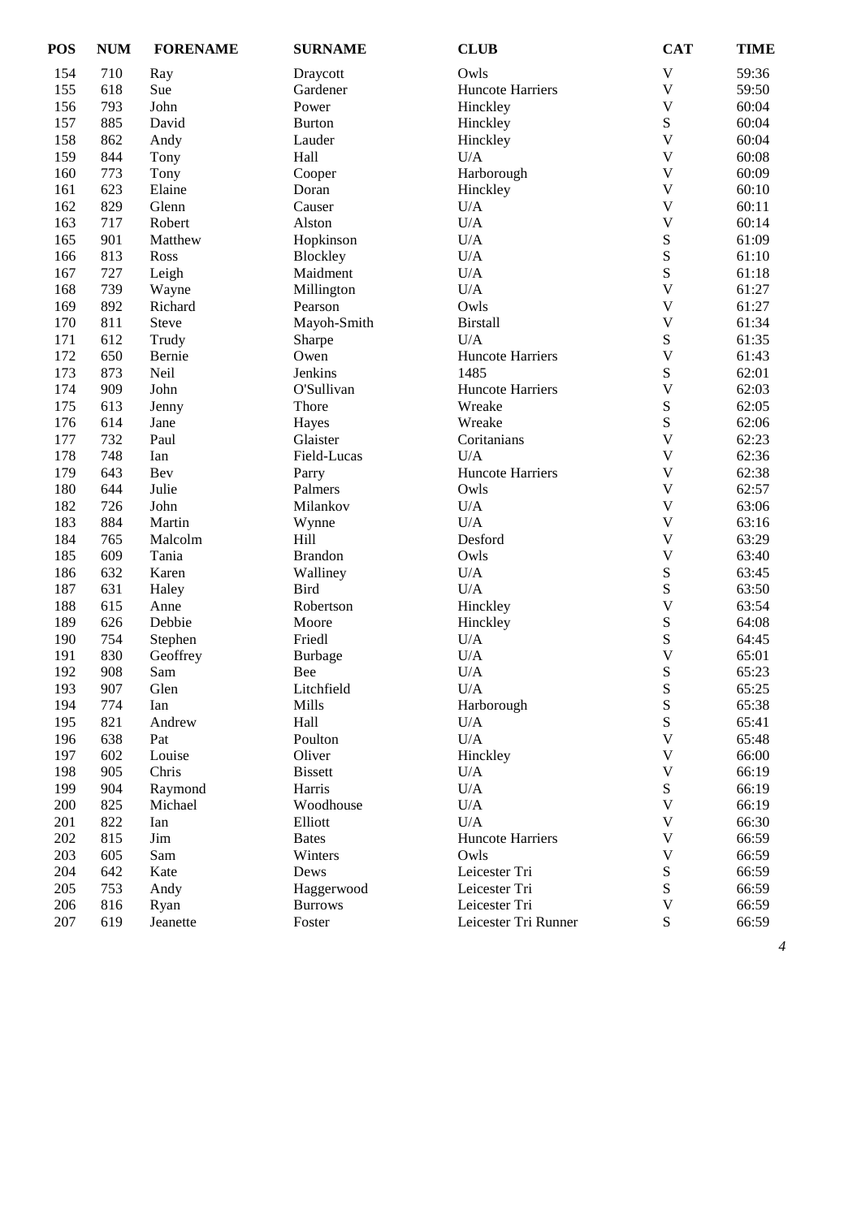| POS | NUM | FORENAME | SURNAME | CLUB | CAT | TIME |
|---|---|---|---|---|---|---|
| 154 | 710 | Ray | Draycott | Owls | V | 59:36 |
| 155 | 618 | Sue | Gardener | Huncote Harriers | V | 59:50 |
| 156 | 793 | John | Power | Hinckley | V | 60:04 |
| 157 | 885 | David | Burton | Hinckley | S | 60:04 |
| 158 | 862 | Andy | Lauder | Hinckley | V | 60:04 |
| 159 | 844 | Tony | Hall | U/A | V | 60:08 |
| 160 | 773 | Tony | Cooper | Harborough | V | 60:09 |
| 161 | 623 | Elaine | Doran | Hinckley | V | 60:10 |
| 162 | 829 | Glenn | Causer | U/A | V | 60:11 |
| 163 | 717 | Robert | Alston | U/A | V | 60:14 |
| 165 | 901 | Matthew | Hopkinson | U/A | S | 61:09 |
| 166 | 813 | Ross | Blockley | U/A | S | 61:10 |
| 167 | 727 | Leigh | Maidment | U/A | S | 61:18 |
| 168 | 739 | Wayne | Millington | U/A | V | 61:27 |
| 169 | 892 | Richard | Pearson | Owls | V | 61:27 |
| 170 | 811 | Steve | Mayoh-Smith | Birstall | V | 61:34 |
| 171 | 612 | Trudy | Sharpe | U/A | S | 61:35 |
| 172 | 650 | Bernie | Owen | Huncote Harriers | V | 61:43 |
| 173 | 873 | Neil | Jenkins | 1485 | S | 62:01 |
| 174 | 909 | John | O'Sullivan | Huncote Harriers | V | 62:03 |
| 175 | 613 | Jenny | Thore | Wreake | S | 62:05 |
| 176 | 614 | Jane | Hayes | Wreake | S | 62:06 |
| 177 | 732 | Paul | Glaister | Coritanians | V | 62:23 |
| 178 | 748 | Ian | Field-Lucas | U/A | V | 62:36 |
| 179 | 643 | Bev | Parry | Huncote Harriers | V | 62:38 |
| 180 | 644 | Julie | Palmers | Owls | V | 62:57 |
| 182 | 726 | John | Milankov | U/A | V | 63:06 |
| 183 | 884 | Martin | Wynne | U/A | V | 63:16 |
| 184 | 765 | Malcolm | Hill | Desford | V | 63:29 |
| 185 | 609 | Tania | Brandon | Owls | V | 63:40 |
| 186 | 632 | Karen | Walliney | U/A | S | 63:45 |
| 187 | 631 | Haley | Bird | U/A | S | 63:50 |
| 188 | 615 | Anne | Robertson | Hinckley | V | 63:54 |
| 189 | 626 | Debbie | Moore | Hinckley | S | 64:08 |
| 190 | 754 | Stephen | Friedl | U/A | S | 64:45 |
| 191 | 830 | Geoffrey | Burbage | U/A | V | 65:01 |
| 192 | 908 | Sam | Bee | U/A | S | 65:23 |
| 193 | 907 | Glen | Litchfield | U/A | S | 65:25 |
| 194 | 774 | Ian | Mills | Harborough | S | 65:38 |
| 195 | 821 | Andrew | Hall | U/A | S | 65:41 |
| 196 | 638 | Pat | Poulton | U/A | V | 65:48 |
| 197 | 602 | Louise | Oliver | Hinckley | V | 66:00 |
| 198 | 905 | Chris | Bissett | U/A | V | 66:19 |
| 199 | 904 | Raymond | Harris | U/A | S | 66:19 |
| 200 | 825 | Michael | Woodhouse | U/A | V | 66:19 |
| 201 | 822 | Ian | Elliott | U/A | V | 66:30 |
| 202 | 815 | Jim | Bates | Huncote Harriers | V | 66:59 |
| 203 | 605 | Sam | Winters | Owls | V | 66:59 |
| 204 | 642 | Kate | Dews | Leicester Tri | S | 66:59 |
| 205 | 753 | Andy | Haggerwood | Leicester Tri | S | 66:59 |
| 206 | 816 | Ryan | Burrows | Leicester Tri | V | 66:59 |
| 207 | 619 | Jeanette | Foster | Leicester Tri Runner | S | 66:59 |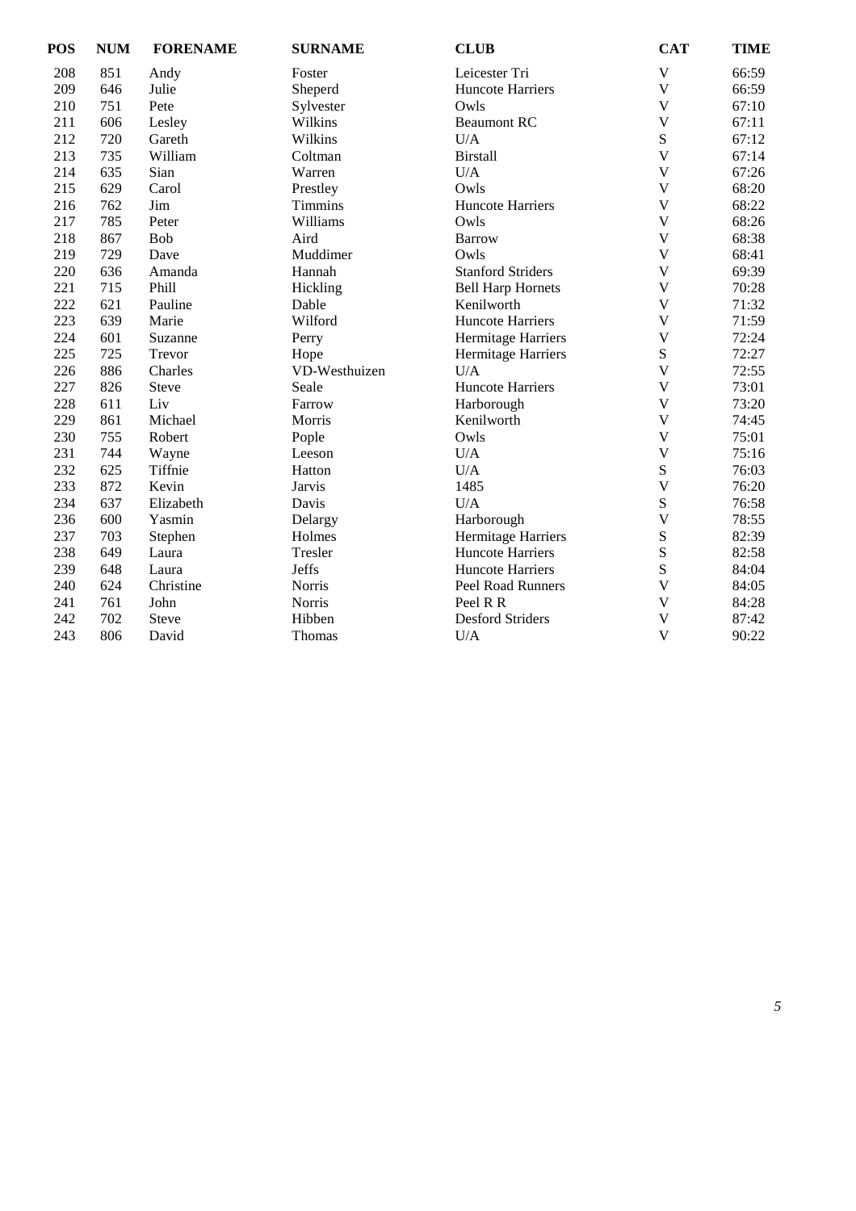| POS | NUM | FORENAME | SURNAME | CLUB | CAT | TIME |
|---|---|---|---|---|---|---|
| 208 | 851 | Andy | Foster | Leicester Tri | V | 66:59 |
| 209 | 646 | Julie | Sheperd | Huncote Harriers | V | 66:59 |
| 210 | 751 | Pete | Sylvester | Owls | V | 67:10 |
| 211 | 606 | Lesley | Wilkins | Beaumont RC | V | 67:11 |
| 212 | 720 | Gareth | Wilkins | U/A | S | 67:12 |
| 213 | 735 | William | Coltman | Birstall | V | 67:14 |
| 214 | 635 | Sian | Warren | U/A | V | 67:26 |
| 215 | 629 | Carol | Prestley | Owls | V | 68:20 |
| 216 | 762 | Jim | Timmins | Huncote Harriers | V | 68:22 |
| 217 | 785 | Peter | Williams | Owls | V | 68:26 |
| 218 | 867 | Bob | Aird | Barrow | V | 68:38 |
| 219 | 729 | Dave | Muddimer | Owls | V | 68:41 |
| 220 | 636 | Amanda | Hannah | Stanford Striders | V | 69:39 |
| 221 | 715 | Phill | Hickling | Bell Harp Hornets | V | 70:28 |
| 222 | 621 | Pauline | Dable | Kenilworth | V | 71:32 |
| 223 | 639 | Marie | Wilford | Huncote Harriers | V | 71:59 |
| 224 | 601 | Suzanne | Perry | Hermitage Harriers | V | 72:24 |
| 225 | 725 | Trevor | Hope | Hermitage Harriers | S | 72:27 |
| 226 | 886 | Charles | VD-Westhuizen | U/A | V | 72:55 |
| 227 | 826 | Steve | Seale | Huncote Harriers | V | 73:01 |
| 228 | 611 | Liv | Farrow | Harborough | V | 73:20 |
| 229 | 861 | Michael | Morris | Kenilworth | V | 74:45 |
| 230 | 755 | Robert | Pople | Owls | V | 75:01 |
| 231 | 744 | Wayne | Leeson | U/A | V | 75:16 |
| 232 | 625 | Tiffnie | Hatton | U/A | S | 76:03 |
| 233 | 872 | Kevin | Jarvis | 1485 | V | 76:20 |
| 234 | 637 | Elizabeth | Davis | U/A | S | 76:58 |
| 236 | 600 | Yasmin | Delargy | Harborough | V | 78:55 |
| 237 | 703 | Stephen | Holmes | Hermitage Harriers | S | 82:39 |
| 238 | 649 | Laura | Tresler | Huncote Harriers | S | 82:58 |
| 239 | 648 | Laura | Jeffs | Huncote Harriers | S | 84:04 |
| 240 | 624 | Christine | Norris | Peel Road Runners | V | 84:05 |
| 241 | 761 | John | Norris | Peel R R | V | 84:28 |
| 242 | 702 | Steve | Hibben | Desford Striders | V | 87:42 |
| 243 | 806 | David | Thomas | U/A | V | 90:22 |